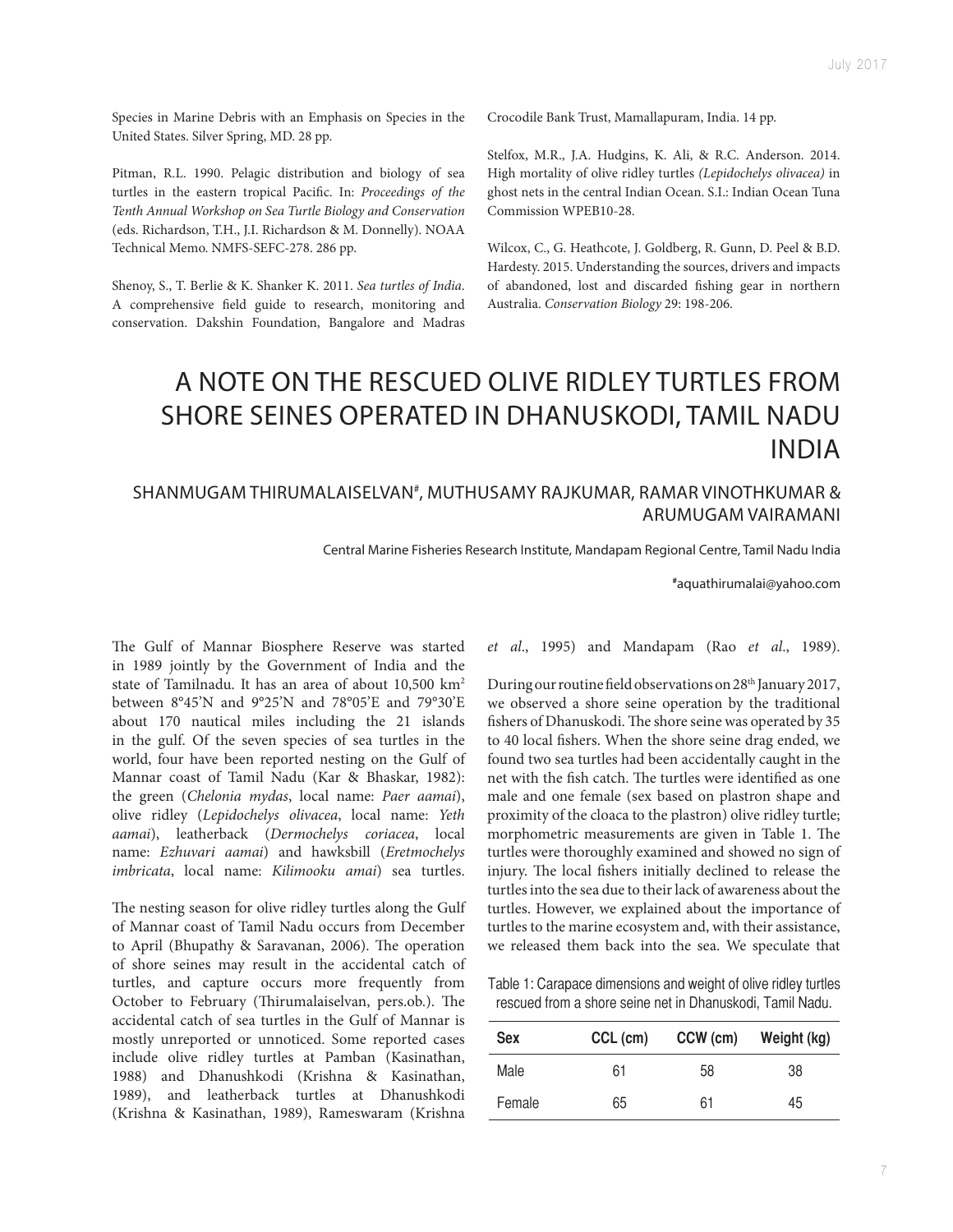Species in Marine Debris with an Emphasis on Species in the United States. Silver Spring, MD. 28 pp.

Pitman, R.L. 1990. Pelagic distribution and biology of sea turtles in the eastern tropical Pacific. In: *Proceedings of the Tenth Annual Workshop on Sea Turtle Biology and Conservation* (eds. Richardson, T.H., J.I. Richardson & M. Donnelly). NOAA Technical Memo. NMFS-SEFC-278. 286 pp.

Shenoy, S., T. Berlie & K. Shanker K. 2011. *Sea turtles of India*. A comprehensive field guide to research, monitoring and conservation. Dakshin Foundation, Bangalore and Madras Crocodile Bank Trust, Mamallapuram, India. 14 pp.

Stelfox, M.R., J.A. Hudgins, K. Ali, & R.C. Anderson. 2014. High mortality of olive ridley turtles *(Lepidochelys olivacea)* in ghost nets in the central Indian Ocean. S.I.: Indian Ocean Tuna Commission WPEB10-28.

Wilcox, C., G. Heathcote, J. Goldberg, R. Gunn, D. Peel & B.D. Hardesty. 2015. Understanding the sources, drivers and impacts of abandoned, lost and discarded fishing gear in northern Australia. *Conservation Biology* 29: 198-206.

# A NOTE ON THE RESCUED OLIVE RIDLEY TURTLES FROM SHORE SEINES OPERATED IN DHANUSKODI, TAMIL NADU INDIA

## SHANMUGAM THIRUMALAISELVAN[#], MUTHUSAMY RAJKUMAR, RAMAR VINOTHKUMAR & ARUMUGAM VAIRAMANI

Central Marine Fisheries Research Institute, Mandapam Regional Centre, Tamil Nadu India

[#]aquathirumalai@yahoo.com

The Gulf of Mannar Biosphere Reserve was started in 1989 jointly by the Government of India and the state of Tamilnadu. It has an area of about 10,500 km$^2$ between 8°45'N and 9°25'N and 78°05'E and 79°30'E about 170 nautical miles including the 21 islands in the gulf. Of the seven species of sea turtles in the world, four have been reported nesting on the Gulf of Mannar coast of Tamil Nadu (Kar & Bhaskar, 1982): the green (*Chelonia mydas*, local name: *Paer aamai*), olive ridley (*Lepidochelys olivacea*, local name: *Yeth aamai*), leatherback (*Dermochelys coriacea*, local name: *Ezhuvari aamai*) and hawksbill (*Eretmochelys imbricata*, local name: *Kilimooku amai*) sea turtles.

The nesting season for olive ridley turtles along the Gulf of Mannar coast of Tamil Nadu occurs from December to April (Bhupathy & Saravanan, 2006). The operation of shore seines may result in the accidental catch of turtles, and capture occurs more frequently from October to February (Thirumalaiselvan, pers.ob.). The accidental catch of sea turtles in the Gulf of Mannar is mostly unreported or unnoticed. Some reported cases include olive ridley turtles at Pamban (Kasinathan, 1988) and Dhanushkodi (Krishna & Kasinathan, 1989), and leatherback turtles at Dhanushkodi (Krishna & Kasinathan, 1989), Rameswaram (Krishna *et al*., 1995) and Mandapam (Rao *et al*., 1989).

During our routine field observations on 28th January 2017, we observed a shore seine operation by the traditional fishers of Dhanuskodi. The shore seine was operated by 35 to 40 local fishers. When the shore seine drag ended, we found two sea turtles had been accidentally caught in the net with the fish catch. The turtles were identified as one male and one female (sex based on plastron shape and proximity of the cloaca to the plastron) olive ridley turtle; morphometric measurements are given in Table 1. The turtles were thoroughly examined and showed no sign of injury. The local fishers initially declined to release the turtles into the sea due to their lack of awareness about the turtles. However, we explained about the importance of turtles to the marine ecosystem and, with their assistance, we released them back into the sea. We speculate that

Table 1: Carapace dimensions and weight of olive ridley turtles rescued from a shore seine net in Dhanuskodi, Tamil Nadu.

| Sex | CCL (cm) | CCW (cm) | Weight (kg) |
|---|---|---|---|
| Male | 61 | 58 | 38 |
| Female | 65 | 61 | 45 |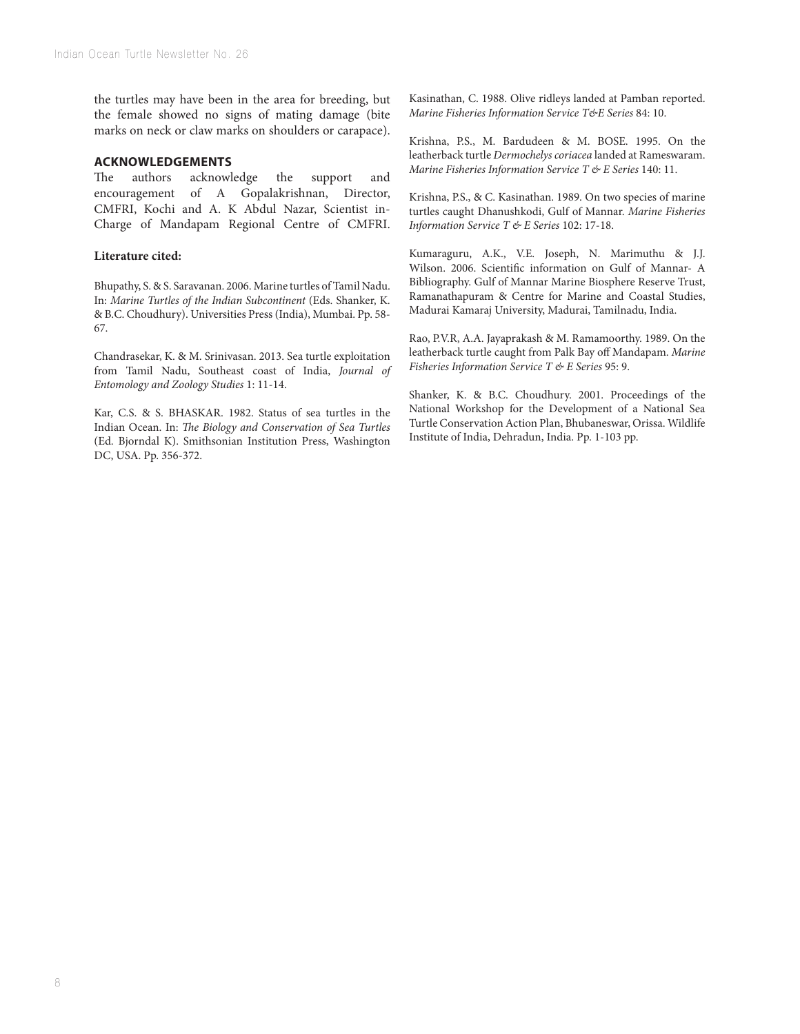the turtles may have been in the area for breeding, but the female showed no signs of mating damage (bite marks on neck or claw marks on shoulders or carapace).

## ACKNOWLEDGEMENTS

The authors acknowledge the support and encouragement of A Gopalakrishnan, Director, CMFRI, Kochi and A. K Abdul Nazar, Scientist in-Charge of Mandapam Regional Centre of CMFRI.

**Literature cited:**

Bhupathy, S. & S. Saravanan. 2006. Marine turtles of Tamil Nadu. In: *Marine Turtles of the Indian Subcontinent* (Eds. Shanker, K. & B.C. Choudhury). Universities Press (India), Mumbai. Pp. 58-67.

Chandrasekar, K. & M. Srinivasan. 2013. Sea turtle exploitation from Tamil Nadu, Southeast coast of India, *Journal of Entomology and Zoology Studies* 1: 11-14.

Kar, C.S. & S. BHASKAR. 1982. Status of sea turtles in the Indian Ocean. In: *The Biology and Conservation of Sea Turtles* (Ed. Bjorndal K). Smithsonian Institution Press, Washington DC, USA. Pp. 356-372.

Kasinathan, C. 1988. Olive ridleys landed at Pamban reported. *Marine Fisheries Information Service T&E Series* 84: 10.

Krishna, P.S., M. Bardudeen & M. BOSE. 1995. On the leatherback turtle *Dermochelys coriacea* landed at Rameswaram. *Marine Fisheries Information Service T & E Series* 140: 11.

Krishna, P.S., & C. Kasinathan. 1989. On two species of marine turtles caught Dhanushkodi, Gulf of Mannar. *Marine Fisheries Information Service T & E Series* 102: 17-18.

Kumaraguru, A.K., V.E. Joseph, N. Marimuthu & J.J. Wilson. 2006. Scientific information on Gulf of Mannar- A Bibliography. Gulf of Mannar Marine Biosphere Reserve Trust, Ramanathapuram & Centre for Marine and Coastal Studies, Madurai Kamaraj University, Madurai, Tamilnadu, India.

Rao, P.V.R, A.A. Jayaprakash & M. Ramamoorthy. 1989. On the leatherback turtle caught from Palk Bay off Mandapam. *Marine Fisheries Information Service T & E Series* 95: 9.

Shanker, K. & B.C. Choudhury. 2001. Proceedings of the National Workshop for the Development of a National Sea Turtle Conservation Action Plan, Bhubaneswar, Orissa. Wildlife Institute of India, Dehradun, India. Pp. 1-103 pp.